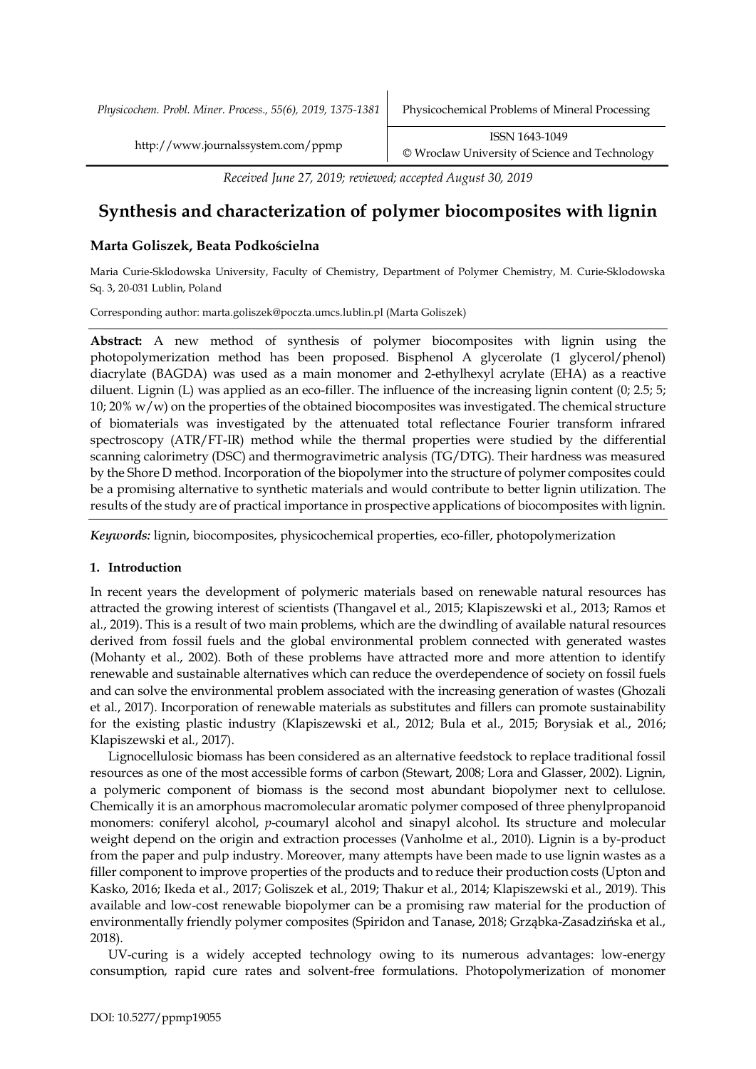*Received June 27, 2019; reviewed; accepted August 30, 2019*

# Synthesis and characterization of polymer biocomposites with lignin

**Marta Goliszek, Beata Podkościelna**

Maria Curie-Sklodowska University, Faculty of Chemistry, Department of Polymer Chemistry, M. Curie-Sklodowska Sq. 3, 20-031 Lublin, Poland

Corresponding author: marta.goliszek@poczta.umcs.lublin.pl (Marta Goliszek)

**Abstract:** A new method of synthesis of polymer biocomposites with lignin using the photopolymerization method has been proposed. Bisphenol A glycerolate (1 glycerol/phenol) diacrylate (BAGDA) was used as a main monomer and 2-ethylhexyl acrylate (EHA) as a reactive diluent. Lignin (L) was applied as an eco-filler. The influence of the increasing lignin content (0; 2.5; 5; 10; 20% w/w) on the properties of the obtained biocomposites was investigated. The chemical structure of biomaterials was investigated by the attenuated total reflectance Fourier transform infrared spectroscopy (ATR/FT-IR) method while the thermal properties were studied by the differential scanning calorimetry (DSC) and thermogravimetric analysis (TG/DTG). Their hardness was measured by the Shore D method. Incorporation of the biopolymer into the structure of polymer composites could be a promising alternative to synthetic materials and would contribute to better lignin utilization. The results of the study are of practical importance in prospective applications of biocomposites with lignin.

***Keywords:*** lignin, biocomposites, physicochemical properties, eco-filler, photopolymerization

## 1. Introduction

In recent years the development of polymeric materials based on renewable natural resources has attracted the growing interest of scientists (Thangavel et al., 2015; Klapiszewski et al., 2013; Ramos et al., 2019). This is a result of two main problems, which are the dwindling of available natural resources derived from fossil fuels and the global environmental problem connected with generated wastes (Mohanty et al., 2002). Both of these problems have attracted more and more attention to identify renewable and sustainable alternatives which can reduce the overdependence of society on fossil fuels and can solve the environmental problem associated with the increasing generation of wastes (Ghozali et al., 2017). Incorporation of renewable materials as substitutes and fillers can promote sustainability for the existing plastic industry (Klapiszewski et al., 2012; Bula et al., 2015; Borysiak et al., 2016; Klapiszewski et al., 2017).

Lignocellulosic biomass has been considered as an alternative feedstock to replace traditional fossil resources as one of the most accessible forms of carbon (Stewart, 2008; Lora and Glasser, 2002). Lignin, a polymeric component of biomass is the second most abundant biopolymer next to cellulose. Chemically it is an amorphous macromolecular aromatic polymer composed of three phenylpropanoid monomers: coniferyl alcohol, *p*-coumaryl alcohol and sinapyl alcohol. Its structure and molecular weight depend on the origin and extraction processes (Vanholme et al., 2010). Lignin is a by-product from the paper and pulp industry. Moreover, many attempts have been made to use lignin wastes as a filler component to improve properties of the products and to reduce their production costs (Upton and Kasko, 2016; Ikeda et al., 2017; Goliszek et al., 2019; Thakur et al., 2014; Klapiszewski et al., 2019). This available and low-cost renewable biopolymer can be a promising raw material for the production of environmentally friendly polymer composites (Spiridon and Tanase, 2018; Grząbka-Zasadzińska et al., 2018).

UV-curing is a widely accepted technology owing to its numerous advantages: low-energy consumption, rapid cure rates and solvent-free formulations. Photopolymerization of monomer

DOI: 10.5277/ppmp19055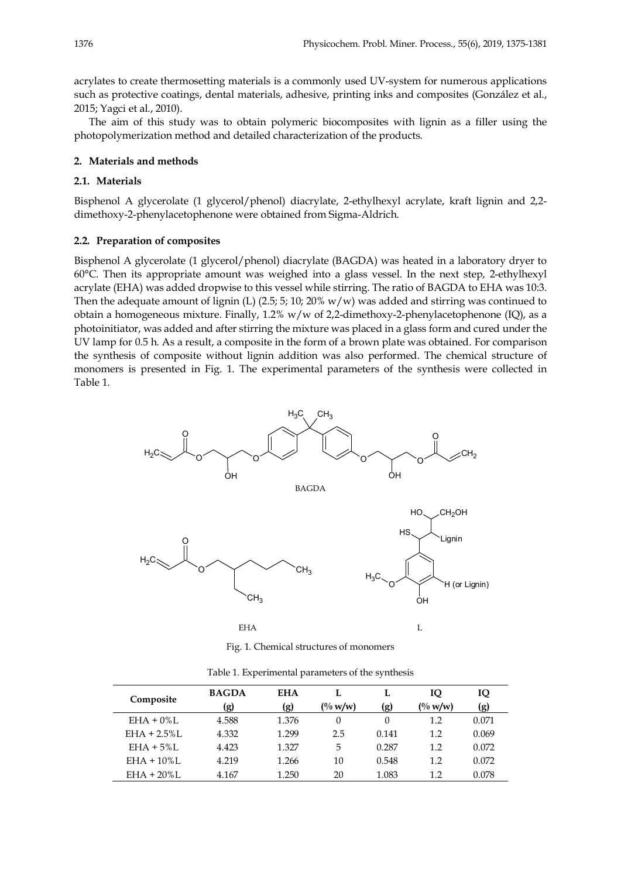acrylates to create thermosetting materials is a commonly used UV-system for numerous applications such as protective coatings, dental materials, adhesive, printing inks and composites (González et al., 2015; Yagci et al., 2010).

The aim of this study was to obtain polymeric biocomposites with lignin as a filler using the photopolymerization method and detailed characterization of the products.

## 2. Materials and methods

### 2.1. Materials

Bisphenol A glycerolate (1 glycerol/phenol) diacrylate, 2-ethylhexyl acrylate, kraft lignin and 2,2-dimethoxy-2-phenylacetophenone were obtained from Sigma-Aldrich.

### 2.2. Preparation of composites

Bisphenol A glycerolate (1 glycerol/phenol) diacrylate (BAGDA) was heated in a laboratory dryer to 60°C. Then its appropriate amount was weighed into a glass vessel. In the next step, 2-ethylhexyl acrylate (EHA) was added dropwise to this vessel while stirring. The ratio of BAGDA to EHA was 10:3. Then the adequate amount of lignin (L) (2.5; 5; 10; 20% w/w) was added and stirring was continued to obtain a homogeneous mixture. Finally, 1.2% w/w of 2,2-dimethoxy-2-phenylacetophenone (IQ), as a photoinitiator, was added and after stirring the mixture was placed in a glass form and cured under the UV lamp for 0.5 h. As a result, a composite in the form of a brown plate was obtained. For comparison the synthesis of composite without lignin addition was also performed. The chemical structure of monomers is presented in Fig. 1. The experimental parameters of the synthesis were collected in Table 1.

Fig. 1. Chemical structures of monomers

Table 1. Experimental parameters of the synthesis

| Composite | BAGDA (g) | EHA (g) | L (% w/w) | L (g) | IQ (% w/w) | IQ (g) |
|---|---|---|---|---|---|---|
| EHA + 0%L | 4.588 | 1.376 | 0 | 0 | 1.2 | 0.071 |
| EHA + 2.5%L | 4.332 | 1.299 | 2.5 | 0.141 | 1.2 | 0.069 |
| EHA + 5%L | 4.423 | 1.327 | 5 | 0.287 | 1.2 | 0.072 |
| EHA + 10%L | 4.219 | 1.266 | 10 | 0.548 | 1.2 | 0.072 |
| EHA + 20%L | 4.167 | 1.250 | 20 | 1.083 | 1.2 | 0.078 |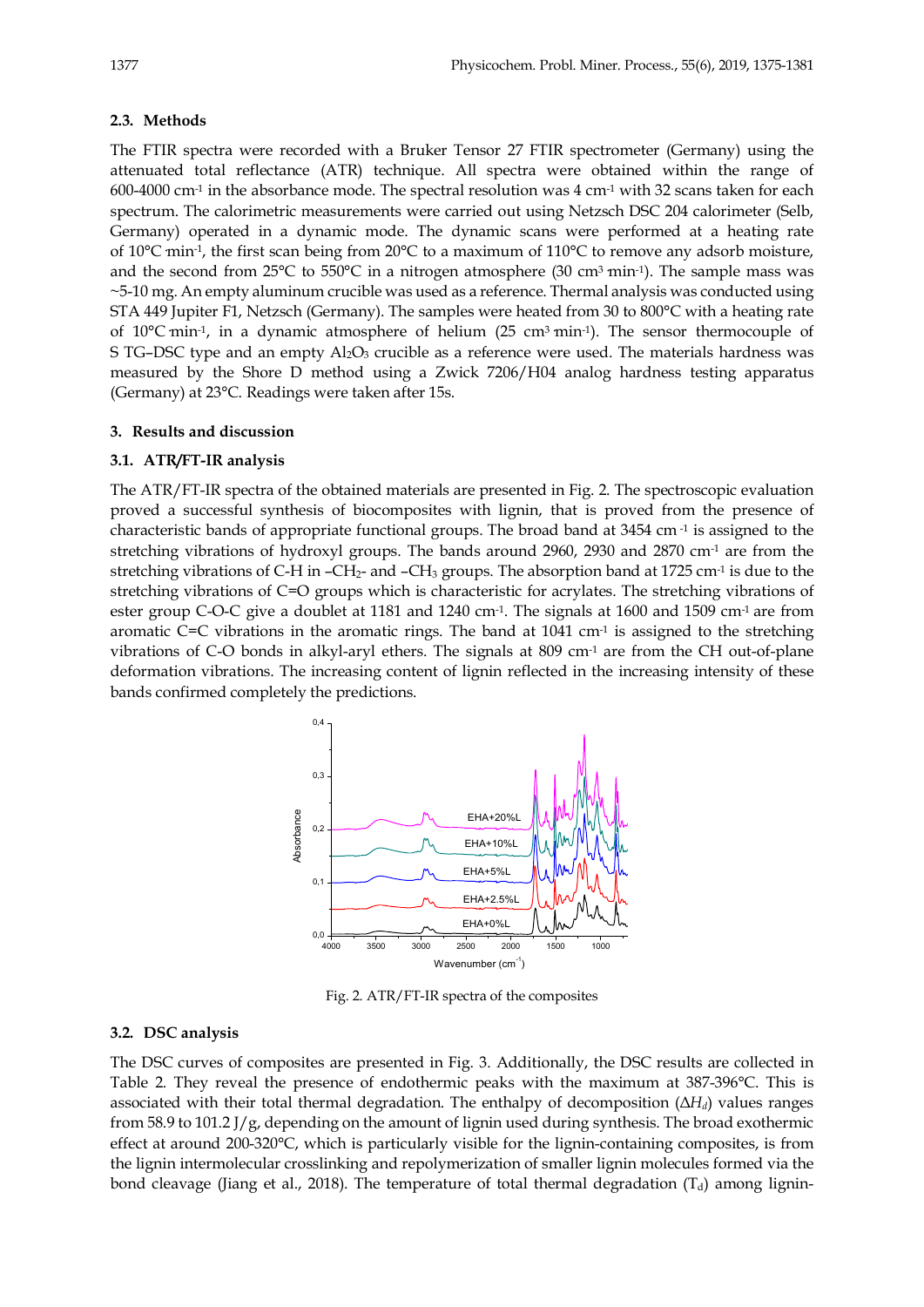### 2.3. Methods

The FTIR spectra were recorded with a Bruker Tensor 27 FTIR spectrometer (Germany) using the attenuated total reflectance (ATR) technique. All spectra were obtained within the range of 600-4000 $cm^{-1}$ in the absorbance mode. The spectral resolution was 4 $cm^{-1}$ with 32 scans taken for each spectrum. The calorimetric measurements were carried out using Netzsch DSC 204 calorimeter (Selb, Germany) operated in a dynamic mode. The dynamic scans were performed at a heating rate of 10°C $min^{-1}$, the first scan being from 20°C to a maximum of 110°C to remove any adsorb moisture, and the second from 25°C to 550°C in a nitrogen atmosphere (30 $cm^3$ $min^{-1}$). The sample mass was ~5-10 mg. An empty aluminum crucible was used as a reference. Thermal analysis was conducted using STA 449 Jupiter F1, Netzsch (Germany). The samples were heated from 30 to 800°C with a heating rate of 10°C $min^{-1}$, in a dynamic atmosphere of helium (25 $cm^3$ $min^{-1}$). The sensor thermocouple of S TG–DSC type and an empty $Al_2O_3$ crucible as a reference were used. The materials hardness was measured by the Shore D method using a Zwick 7206/H04 analog hardness testing apparatus (Germany) at 23°C. Readings were taken after 15s.

## 3. Results and discussion

### 3.1. ATR/FT-IR analysis

The ATR/FT-IR spectra of the obtained materials are presented in Fig. 2. The spectroscopic evaluation proved a successful synthesis of biocomposites with lignin, that is proved from the presence of characteristic bands of appropriate functional groups. The broad band at 3454 $cm^{-1}$ is assigned to the stretching vibrations of hydroxyl groups. The bands around 2960, 2930 and 2870 $cm^{-1}$ are from the stretching vibrations of C-H in $-CH_2-$ and $-CH_3$ groups. The absorption band at 1725 $cm^{-1}$ is due to the stretching vibrations of C=O groups which is characteristic for acrylates. The stretching vibrations of ester group C-O-C give a doublet at 1181 and 1240 $cm^{-1}$. The signals at 1600 and 1509 $cm^{-1}$ are from aromatic C=C vibrations in the aromatic rings. The band at 1041 $cm^{-1}$ is assigned to the stretching vibrations of C-O bonds in alkyl-aryl ethers. The signals at 809 $cm^{-1}$ are from the CH out-of-plane deformation vibrations. The increasing content of lignin reflected in the increasing intensity of these bands confirmed completely the predictions.

Fig. 2. ATR/FT-IR spectra of the composites

### 3.2. DSC analysis

The DSC curves of composites are presented in Fig. 3. Additionally, the DSC results are collected in Table 2. They reveal the presence of endothermic peaks with the maximum at 387-396°C. This is associated with their total thermal degradation. The enthalpy of decomposition ($\Delta H_d$) values ranges from 58.9 to 101.2 J/g, depending on the amount of lignin used during synthesis. The broad exothermic effect at around 200-320°C, which is particularly visible for the lignin-containing composites, is from the lignin intermolecular crosslinking and repolymerization of smaller lignin molecules formed via the bond cleavage (Jiang et al., 2018). The temperature of total thermal degradation ($T_d$) among lignin-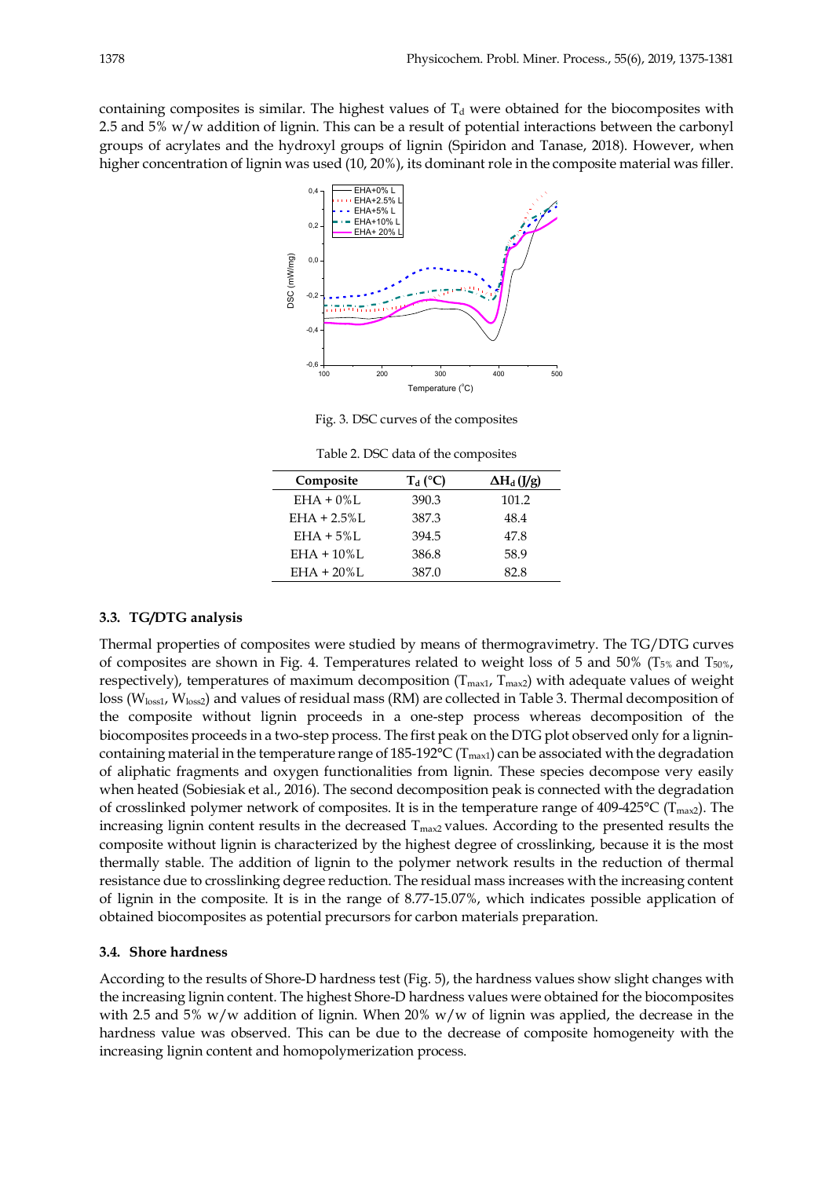containing composites is similar. The highest values of $T_d$ were obtained for the biocomposites with 2.5 and 5% w/w addition of lignin. This can be a result of potential interactions between the carbonyl groups of acrylates and the hydroxyl groups of lignin (Spiridon and Tanase, 2018). However, when higher concentration of lignin was used (10, 20%), its dominant role in the composite material was filler.

Fig. 3. DSC curves of the composites

Table 2. DSC data of the composites

| Composite | $T_d$ (°C) | $\Delta H_d$ (J/g) |
|---|---|---|
| EHA + 0%L | 390.3 | 101.2 |
| EHA + 2.5%L | 387.3 | 48.4 |
| EHA + 5%L | 394.5 | 47.8 |
| EHA + 10%L | 386.8 | 58.9 |
| EHA + 20%L | 387.0 | 82.8 |

### 3.3. TG/DTG analysis

Thermal properties of composites were studied by means of thermogravimetry. The TG/DTG curves of composites are shown in Fig. 4. Temperatures related to weight loss of 5 and 50% ($T_{5\%}$ and $T_{50\%}$, respectively), temperatures of maximum decomposition ($T_{max1}$, $T_{max2}$) with adequate values of weight loss ($W_{loss1}$, $W_{loss2}$) and values of residual mass (RM) are collected in Table 3. Thermal decomposition of the composite without lignin proceeds in a one-step process whereas decomposition of the biocomposites proceeds in a two-step process. The first peak on the DTG plot observed only for a lignin-containing material in the temperature range of 185-192°C ($T_{max1}$) can be associated with the degradation of aliphatic fragments and oxygen functionalities from lignin. These species decompose very easily when heated (Sobiesiak et al., 2016). The second decomposition peak is connected with the degradation of crosslinked polymer network of composites. It is in the temperature range of 409-425°C ($T_{max2}$). The increasing lignin content results in the decreased $T_{max2}$ values. According to the presented results the composite without lignin is characterized by the highest degree of crosslinking, because it is the most thermally stable. The addition of lignin to the polymer network results in the reduction of thermal resistance due to crosslinking degree reduction. The residual mass increases with the increasing content of lignin in the composite. It is in the range of 8.77-15.07%, which indicates possible application of obtained biocomposites as potential precursors for carbon materials preparation.

### 3.4. Shore hardness

According to the results of Shore-D hardness test (Fig. 5), the hardness values show slight changes with the increasing lignin content. The highest Shore-D hardness values were obtained for the biocomposites with 2.5 and 5% w/w addition of lignin. When 20% w/w of lignin was applied, the decrease in the hardness value was observed. This can be due to the decrease of composite homogeneity with the increasing lignin content and homopolymerization process.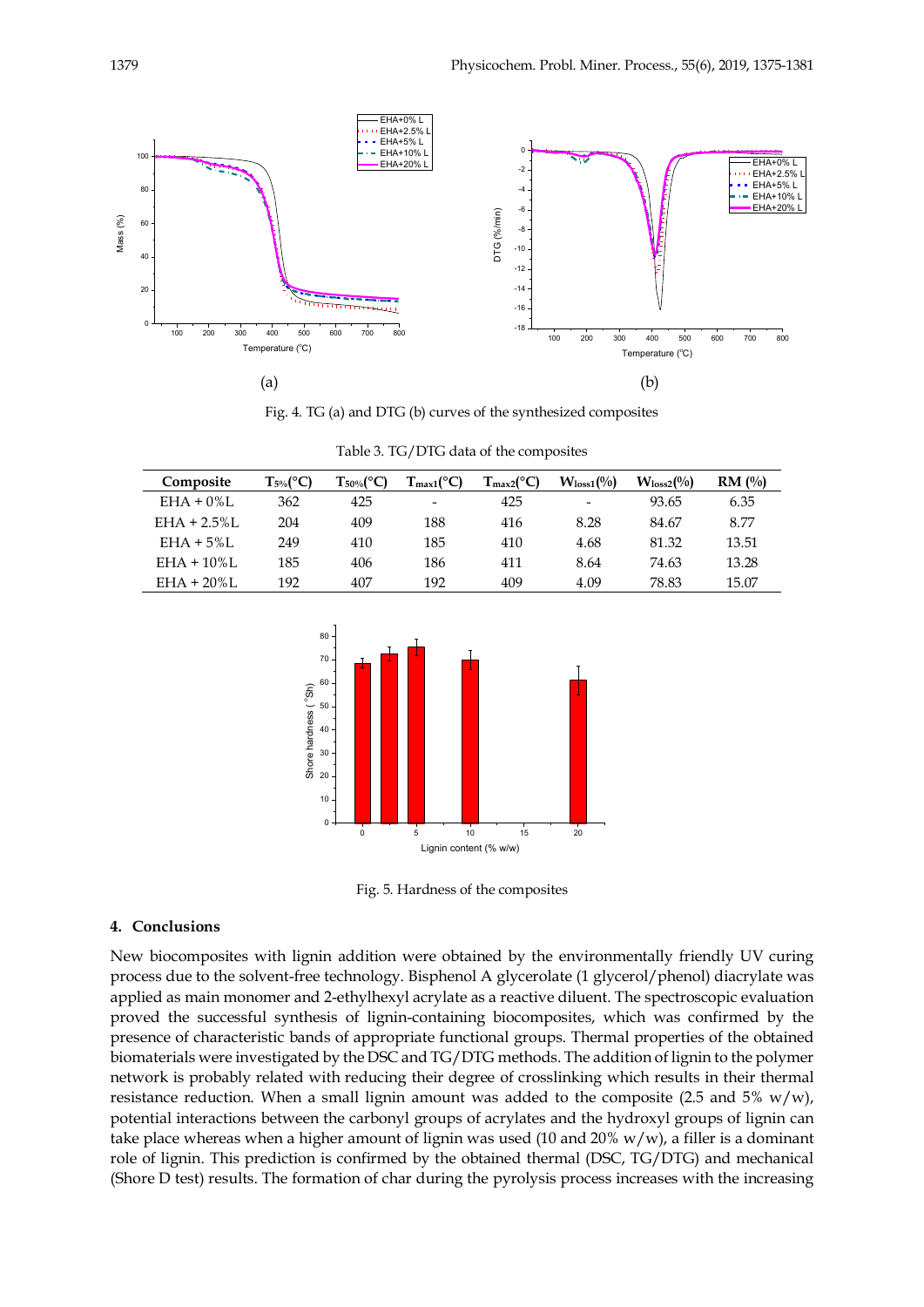Fig. 4. TG (a) and DTG (b) curves of the synthesized composites

Table 3. TG/DTG data of the composites

| Composite | $T_{5\%}$(°C) | $T_{50\%}$(°C) | $T_{max1}$(°C) | $T_{max2}$(°C) | $W_{loss1}$(%) | $W_{loss2}$(%) | RM (%) |
|---|---|---|---|---|---|---|---|
| EHA + 0%L | 362 | 425 | - | 425 | - | 93.65 | 6.35 |
| EHA + 2.5%L | 204 | 409 | 188 | 416 | 8.28 | 84.67 | 8.77 |
| EHA + 5%L | 249 | 410 | 185 | 410 | 4.68 | 81.32 | 13.51 |
| EHA + 10%L | 185 | 406 | 186 | 411 | 8.64 | 74.63 | 13.28 |
| EHA + 20%L | 192 | 407 | 192 | 409 | 4.09 | 78.83 | 15.07 |

Fig. 5. Hardness of the composites

## 4. Conclusions

New biocomposites with lignin addition were obtained by the environmentally friendly UV curing process due to the solvent-free technology. Bisphenol A glycerolate (1 glycerol/phenol) diacrylate was applied as main monomer and 2-ethylhexyl acrylate as a reactive diluent. The spectroscopic evaluation proved the successful synthesis of lignin-containing biocomposites, which was confirmed by the presence of characteristic bands of appropriate functional groups. Thermal properties of the obtained biomaterials were investigated by the DSC and TG/DTG methods. The addition of lignin to the polymer network is probably related with reducing their degree of crosslinking which results in their thermal resistance reduction. When a small lignin amount was added to the composite (2.5 and 5% w/w), potential interactions between the carbonyl groups of acrylates and the hydroxyl groups of lignin can take place whereas when a higher amount of lignin was used (10 and 20% w/w), a filler is a dominant role of lignin. This prediction is confirmed by the obtained thermal (DSC, TG/DTG) and mechanical (Shore D test) results. The formation of char during the pyrolysis process increases with the increasing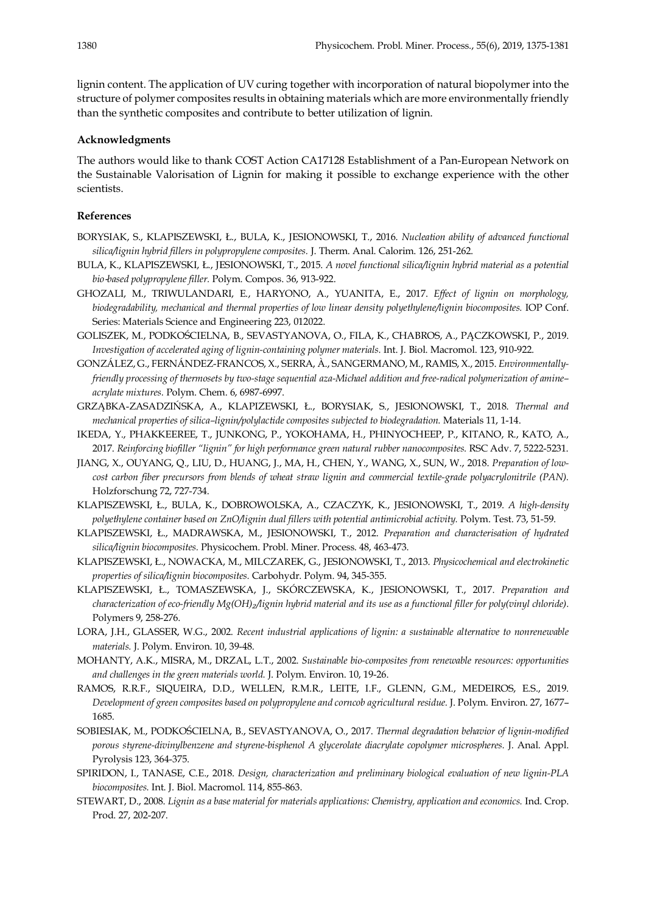lignin content. The application of UV curing together with incorporation of natural biopolymer into the structure of polymer composites results in obtaining materials which are more environmentally friendly than the synthetic composites and contribute to better utilization of lignin.

### Acknowledgments

The authors would like to thank COST Action CA17128 Establishment of a Pan-European Network on the Sustainable Valorisation of Lignin for making it possible to exchange experience with the other scientists.

### References

BORYSIAK, S., KLAPISZEWSKI, Ł., BULA, K., JESIONOWSKI, T., 2016. *Nucleation ability of advanced functional silica/lignin hybrid fillers in polypropylene composites.* J. Therm. Anal. Calorim. 126, 251-262.

BULA, K., KLAPISZEWSKI, Ł., JESIONOWSKI, T., 2015. *A novel functional silica/lignin hybrid material as a potential bio-based polypropylene filler.* Polym. Compos. 36, 913-922.

GHOZALI, M., TRIWULANDARI, E., HARYONO, A., YUANITA, E., 2017. *Effect of lignin on morphology, biodegradability, mechanical and thermal properties of low linear density polyethylene/lignin biocomposites.* IOP Conf. Series: Materials Science and Engineering 223, 012022.

GOLISZEK, M., PODKOŚCIELNA, B., SEVASTYANOVA, O., FILA, K., CHABROS, A., PĄCZKOWSKI, P., 2019. *Investigation of accelerated aging of lignin-containing polymer materials.* Int. J. Biol. Macromol. 123, 910-922.

GONZÁLEZ, G., FERNÁNDEZ-FRANCOS, X., SERRA, À., SANGERMANO, M., RAMIS, X., 2015. *Environmentally-friendly processing of thermosets by two-stage sequential aza-Michael addition and free-radical polymerization of amine–acrylate mixtures.* Polym. Chem. 6, 6987-6997.

GRZĄBKA-ZASADZIŃSKA, A., KLAPIZEWSKI, Ł., BORYSIAK, S., JESIONOWSKI, T., 2018. *Thermal and mechanical properties of silica–lignin/polylactide composites subjected to biodegradation.* Materials 11, 1-14.

IKEDA, Y., PHAKKEEREE, T., JUNKONG, P., YOKOHAMA, H., PHINYOCHEEP, P., KITANO, R., KATO, A., 2017. *Reinforcing biofiller "lignin" for high performance green natural rubber nanocomposites.* RSC Adv. 7, 5222-5231.

JIANG, X., OUYANG, Q., LIU, D., HUANG, J., MA, H., CHEN, Y., WANG, X., SUN, W., 2018. *Preparation of low-cost carbon fiber precursors from blends of wheat straw lignin and commercial textile-grade polyacrylonitrile (PAN).* Holzforschung 72, 727-734.

KLAPISZEWSKI, Ł., BULA, K., DOBROWOLSKA, A., CZACZYK, K., JESIONOWSKI, T., 2019. *A high-density polyethylene container based on ZnO/lignin dual fillers with potential antimicrobial activity.* Polym. Test. 73, 51-59.

KLAPISZEWSKI, Ł., MADRAWSKA, M., JESIONOWSKI, T., 2012. *Preparation and characterisation of hydrated silica/lignin biocomposites.* Physicochem. Probl. Miner. Process. 48, 463-473.

KLAPISZEWSKI, Ł., NOWACKA, M., MILCZAREK, G., JESIONOWSKI, T., 2013. *Physicochemical and electrokinetic properties of silica/lignin biocomposites.* Carbohydr. Polym. 94, 345-355.

KLAPISZEWSKI, Ł., TOMASZEWSKA, J., SKÓRCZEWSKA, K., JESIONOWSKI, T., 2017. *Preparation and characterization of eco-friendly $Mg(OH)_2$/lignin hybrid material and its use as a functional filler for poly(vinyl chloride).* Polymers 9, 258-276.

LORA, J.H., GLASSER, W.G., 2002. *Recent industrial applications of lignin: a sustainable alternative to nonrenewable materials.* J. Polym. Environ. 10, 39-48.

MOHANTY, A.K., MISRA, M., DRZAL, L.T., 2002. *Sustainable bio-composites from renewable resources: opportunities and challenges in the green materials world.* J. Polym. Environ. 10, 19-26.

RAMOS, R.R.F., SIQUEIRA, D.D., WELLEN, R.M.R., LEITE, I.F., GLENN, G.M., MEDEIROS, E.S., 2019. *Development of green composites based on polypropylene and corncob agricultural residue.* J. Polym. Environ. 27, 1677–1685.

SOBIESIAK, M., PODKOŚCIELNA, B., SEVASTYANOVA, O., 2017. *Thermal degradation behavior of lignin-modified porous styrene-divinylbenzene and styrene-bisphenol A glycerolate diacrylate copolymer microspheres.* J. Anal. Appl. Pyrolysis 123, 364-375.

SPIRIDON, I., TANASE, C.E., 2018. *Design, characterization and preliminary biological evaluation of new lignin-PLA biocomposites.* Int. J. Biol. Macromol. 114, 855-863.

STEWART, D., 2008. *Lignin as a base material for materials applications: Chemistry, application and economics.* Ind. Crop. Prod. 27, 202-207.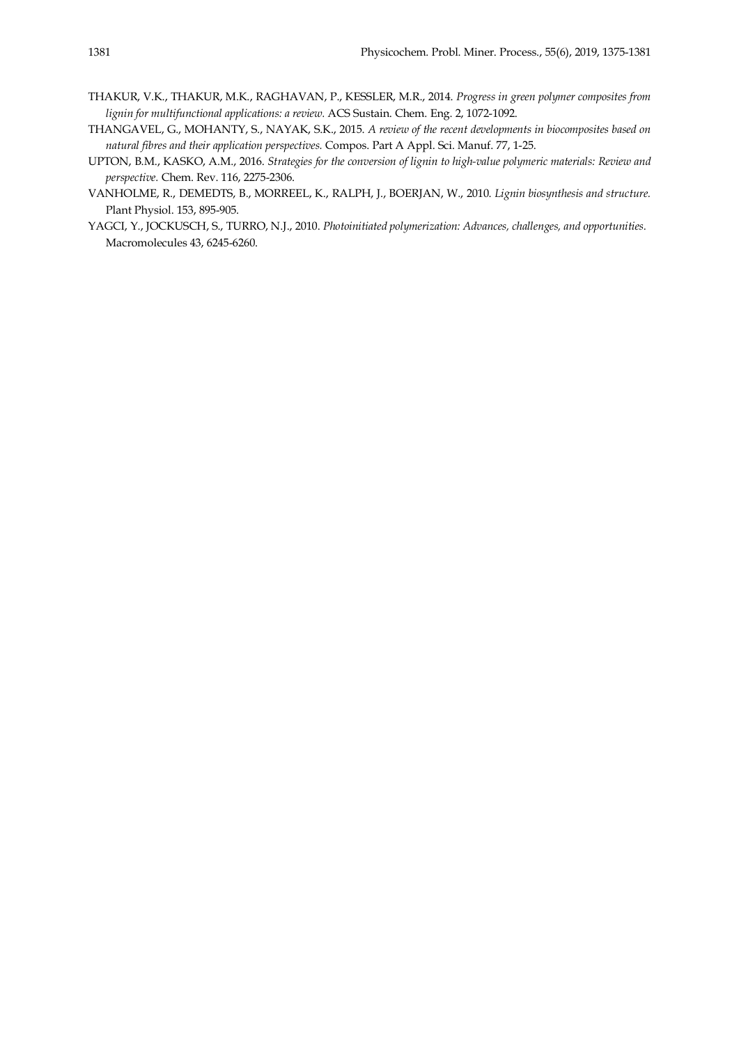THAKUR, V.K., THAKUR, M.K., RAGHAVAN, P., KESSLER, M.R., 2014. *Progress in green polymer composites from lignin for multifunctional applications: a review.* ACS Sustain. Chem. Eng. 2, 1072-1092.

THANGAVEL, G., MOHANTY, S., NAYAK, S.K., 2015. *A review of the recent developments in biocomposites based on natural fibres and their application perspectives.* Compos. Part A Appl. Sci. Manuf. 77, 1-25.

UPTON, B.M., KASKO, A.M., 2016. *Strategies for the conversion of lignin to high-value polymeric materials: Review and perspective.* Chem. Rev. 116, 2275-2306.

VANHOLME, R., DEMEDTS, B., MORREEL, K., RALPH, J., BOERJAN, W., 2010. *Lignin biosynthesis and structure.* Plant Physiol. 153, 895-905.

YAGCI, Y., JOCKUSCH, S., TURRO, N.J., 2010. *Photoinitiated polymerization: Advances, challenges, and opportunities.* Macromolecules 43, 6245-6260.